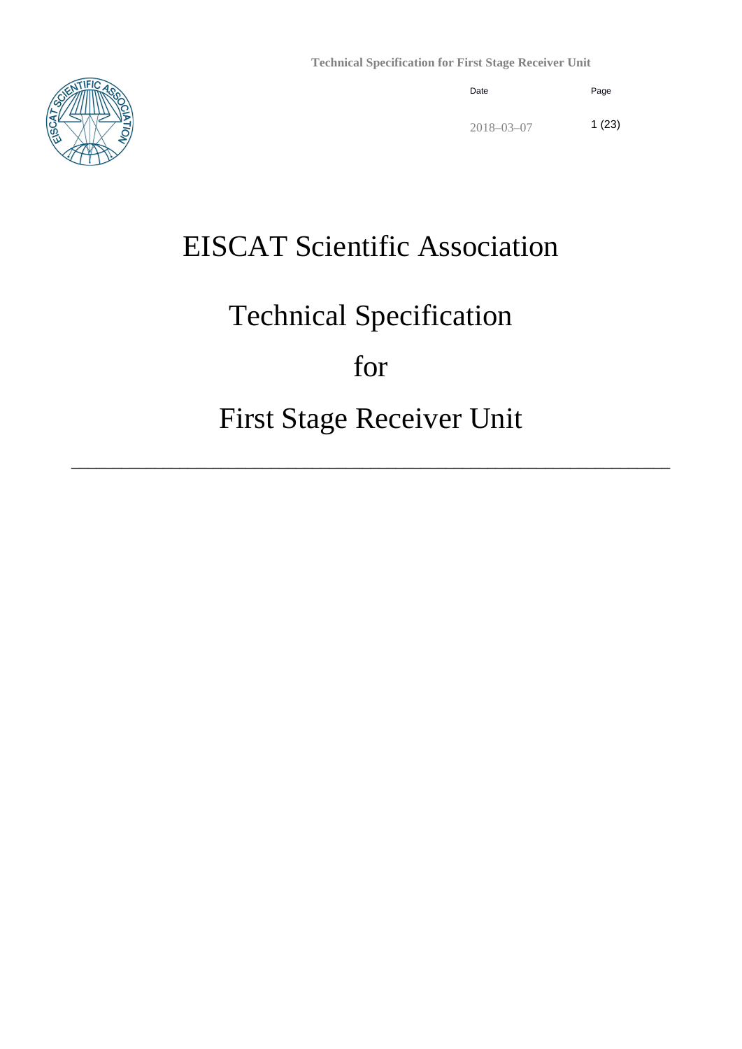# EISCAT Scientific Association

# Technical Specification

# for

# First Stage Receiver Unit

Date: 2018–03–07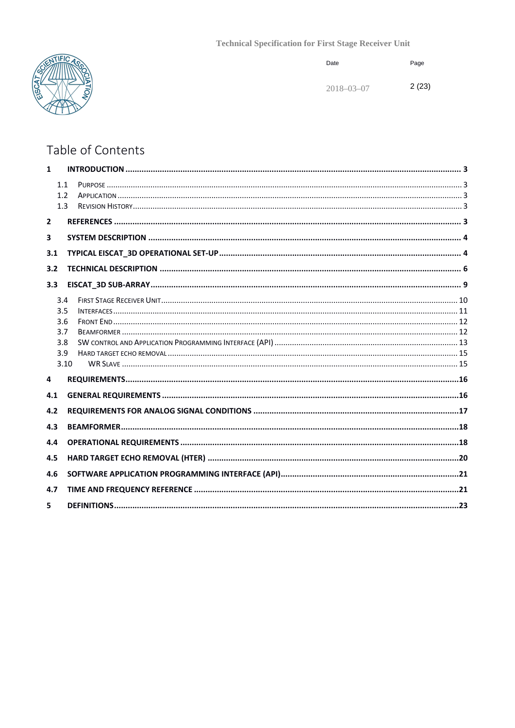# Table of Contents

**1 INTRODUCTION ........................................................................................................ 3**

- 1.1 Purpose ........................................................................................................ 3
- 1.2 Application ........................................................................................................ 3
- 1.3 Revision History ........................................................................................................ 3

**2 REFERENCES ........................................................................................................ 3**

**3 SYSTEM DESCRIPTION ........................................................................................................ 4**

**3.1 TYPICAL EISCAT_3D OPERATIONAL SET-UP ........................................................................................................ 4**

**3.2 TECHNICAL DESCRIPTION ........................................................................................................ 6**

**3.3 EISCAT_3D SUB-ARRAY ........................................................................................................ 9**

- 3.4 First Stage Receiver Unit ........................................................................................................ 10
- 3.5 Interfaces ........................................................................................................ 11
- 3.6 Front End ........................................................................................................ 12
- 3.7 Beamformer ........................................................................................................ 12
- 3.8 SW control and Application Programming Interface (API) ........................................................................................................ 13
- 3.9 Hard target echo removal ........................................................................................................ 15
- 3.10 WR Slave ........................................................................................................ 15

**4 REQUIREMENTS ........................................................................................................ 16**

**4.1 GENERAL REQUIREMENTS ........................................................................................................ 16**

**4.2 REQUIREMENTS FOR ANALOG SIGNAL CONDITIONS ........................................................................................................ 17**

**4.3 BEAMFORMER ........................................................................................................ 18**

**4.4 OPERATIONAL REQUIREMENTS ........................................................................................................ 18**

**4.5 HARD TARGET ECHO REMOVAL (HTER) ........................................................................................................ 20**

**4.6 SOFTWARE APPLICATION PROGRAMMING INTERFACE (API) ........................................................................................................ 21**

**4.7 TIME AND FREQUENCY REFERENCE ........................................................................................................ 21**

**5 DEFINITIONS ........................................................................................................ 23**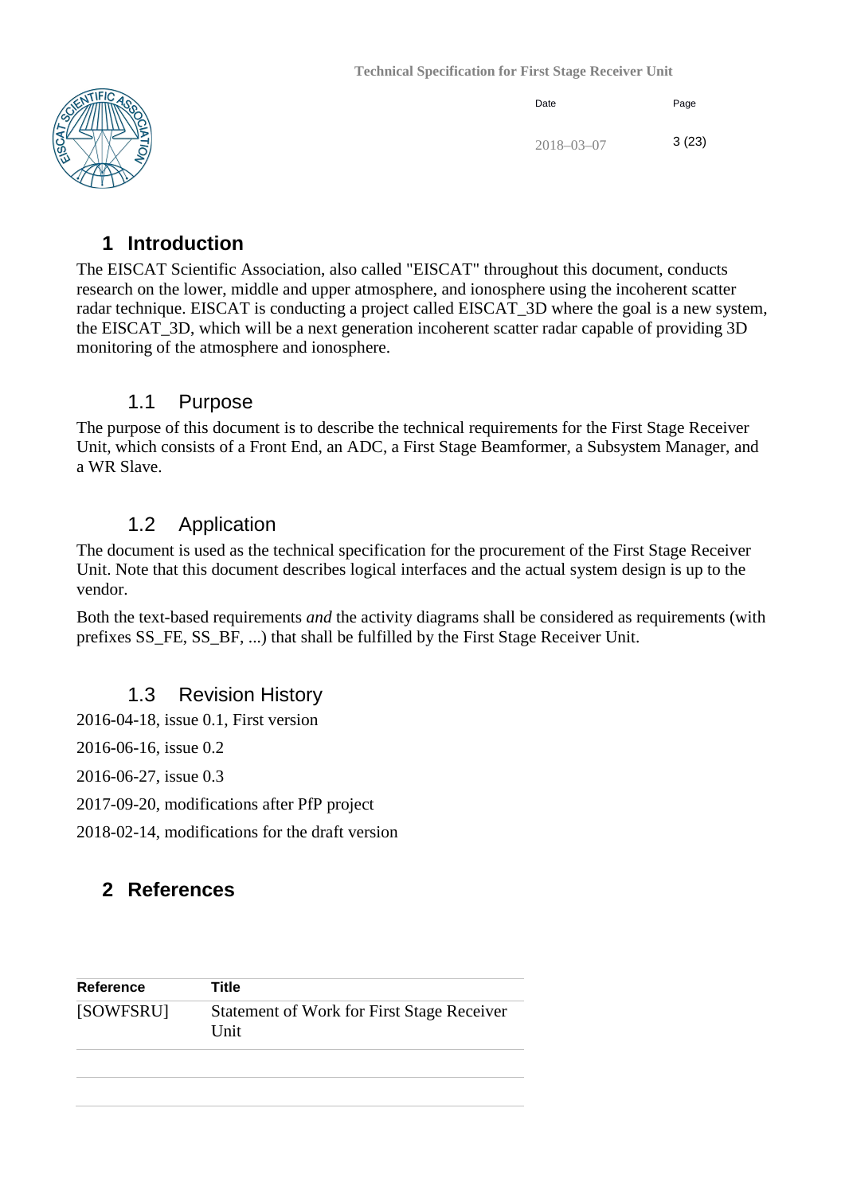# 1 Introduction

The EISCAT Scientific Association, also called "EISCAT" throughout this document, conducts research on the lower, middle and upper atmosphere, and ionosphere using the incoherent scatter radar technique. EISCAT is conducting a project called EISCAT_3D where the goal is a new system, the EISCAT_3D, which will be a next generation incoherent scatter radar capable of providing 3D monitoring of the atmosphere and ionosphere.

## 1.1 Purpose

The purpose of this document is to describe the technical requirements for the First Stage Receiver Unit, which consists of a Front End, an ADC, a First Stage Beamformer, a Subsystem Manager, and a WR Slave.

## 1.2 Application

The document is used as the technical specification for the procurement of the First Stage Receiver Unit. Note that this document describes logical interfaces and the actual system design is up to the vendor.

Both the text-based requirements *and* the activity diagrams shall be considered as requirements (with prefixes SS_FE, SS_BF, ...) that shall be fulfilled by the First Stage Receiver Unit.

## 1.3 Revision History

2016-04-18, issue 0.1, First version

2016-06-16, issue 0.2

2016-06-27, issue 0.3

2017-09-20, modifications after PfP project

2018-02-14, modifications for the draft version

# 2 References

| Reference | Title |
|---|---|
| [SOWFSRU] | Statement of Work for First Stage Receiver Unit |
| | |
| | |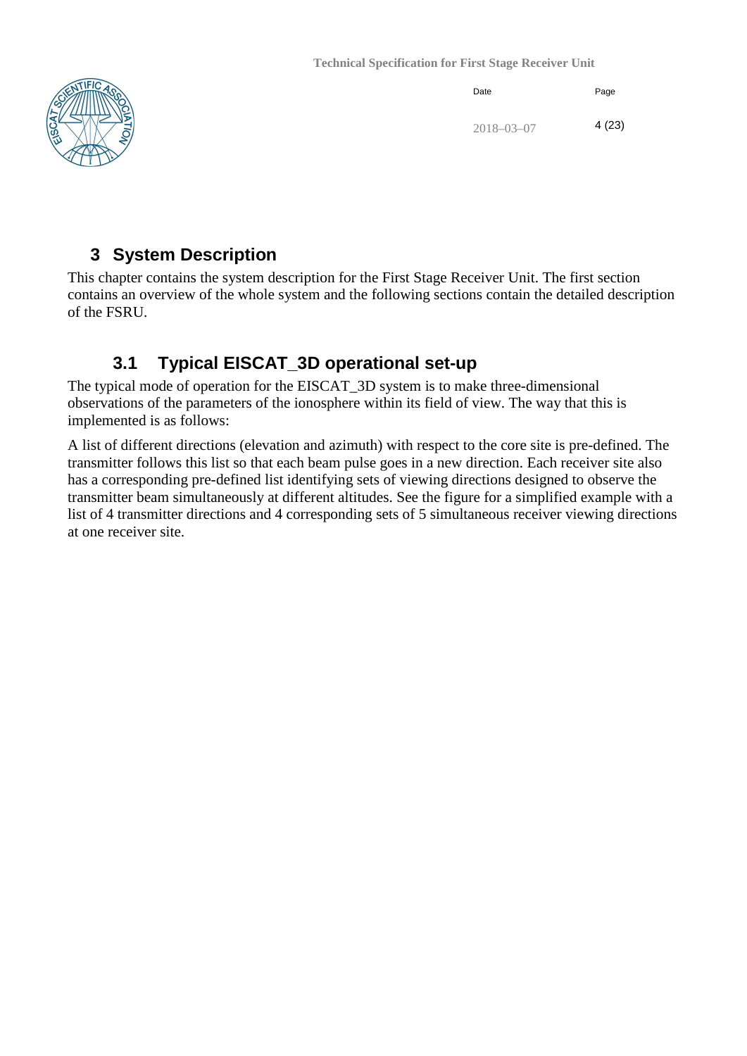# 3 System Description

This chapter contains the system description for the First Stage Receiver Unit. The first section contains an overview of the whole system and the following sections contain the detailed description of the FSRU.

## 3.1 Typical EISCAT_3D operational set-up

The typical mode of operation for the EISCAT_3D system is to make three-dimensional observations of the parameters of the ionosphere within its field of view. The way that this is implemented is as follows:

A list of different directions (elevation and azimuth) with respect to the core site is pre-defined. The transmitter follows this list so that each beam pulse goes in a new direction. Each receiver site also has a corresponding pre-defined list identifying sets of viewing directions designed to observe the transmitter beam simultaneously at different altitudes. See the figure for a simplified example with a list of 4 transmitter directions and 4 corresponding sets of 5 simultaneous receiver viewing directions at one receiver site.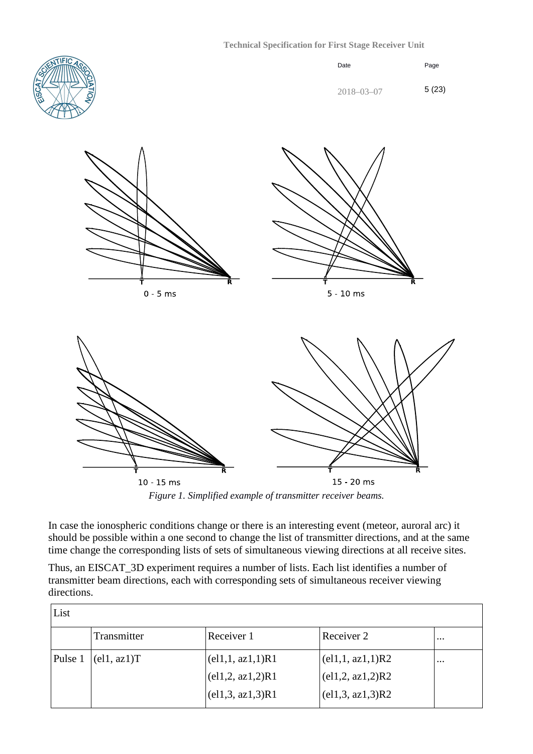*Figure 1. Simplified example of transmitter receiver beams.*

In case the ionospheric conditions change or there is an interesting event (meteor, auroral arc) it should be possible within a one second to change the list of transmitter directions, and at the same time change the corresponding lists of sets of simultaneous viewing directions at all receive sites.

Thus, an EISCAT_3D experiment requires a number of lists. Each list identifies a number of transmitter beam directions, each with corresponding sets of simultaneous receiver viewing directions.

| List | | | | |
|---|---|---|---|---|
| | Transmitter | Receiver 1 | Receiver 2 | ... |
| Pulse 1 | (el1, az1)T | (el1,1, az1,1)R1<br>(el1,2, az1,2)R1<br>(el1,3, az1,3)R1 | (el1,1, az1,1)R2<br>(el1,2, az1,2)R2<br>(el1,3, az1,3)R2 | ... |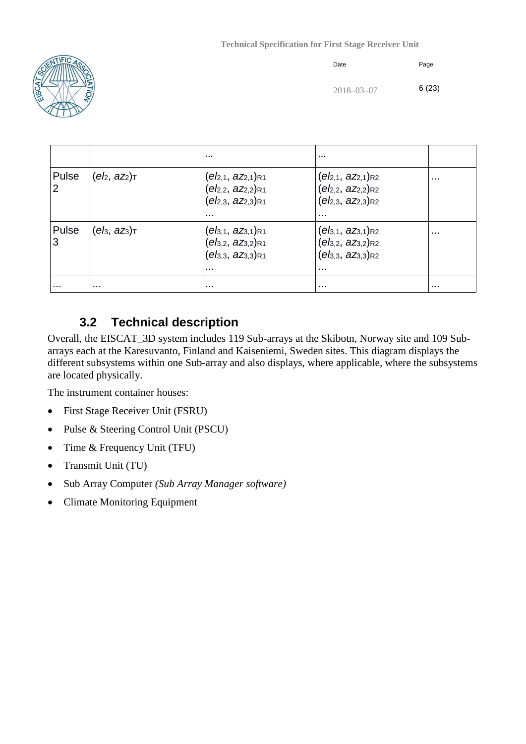| | | … | … | |
|---|---|---|---|---|
| Pulse 2 | $(el_2, az_2)_T$ | $(el_{2,1}, az_{2,1})_{R1}$ $(el_{2,2}, az_{2,2})_{R1}$ $(el_{2,3}, az_{2,3})_{R1}$ … | $(el_{2,1}, az_{2,1})_{R2}$ $(el_{2,2}, az_{2,2})_{R2}$ $(el_{2,3}, az_{2,3})_{R2}$ … | … |
| Pulse 3 | $(el_3, az_3)_T$ | $(el_{3,1}, az_{3,1})_{R1}$ $(el_{3,2}, az_{3,2})_{R1}$ $(el_{3,3}, az_{3,3})_{R1}$ … | $(el_{3,1}, az_{3,1})_{R2}$ $(el_{3,2}, az_{3,2})_{R2}$ $(el_{3,3}, az_{3,3})_{R2}$ … | … |
| … | … | … | … | … |

## 3.2 Technical description

Overall, the EISCAT_3D system includes 119 Sub-arrays at the Skibotn, Norway site and 109 Sub-arrays each at the Karesuvanto, Finland and Kaiseniemi, Sweden sites. This diagram displays the different subsystems within one Sub-array and also displays, where applicable, where the subsystems are located physically.

The instrument container houses:

- First Stage Receiver Unit (FSRU)
- Pulse & Steering Control Unit (PSCU)
- Time & Frequency Unit (TFU)
- Transmit Unit (TU)
- Sub Array Computer *(Sub Array Manager software)*
- Climate Monitoring Equipment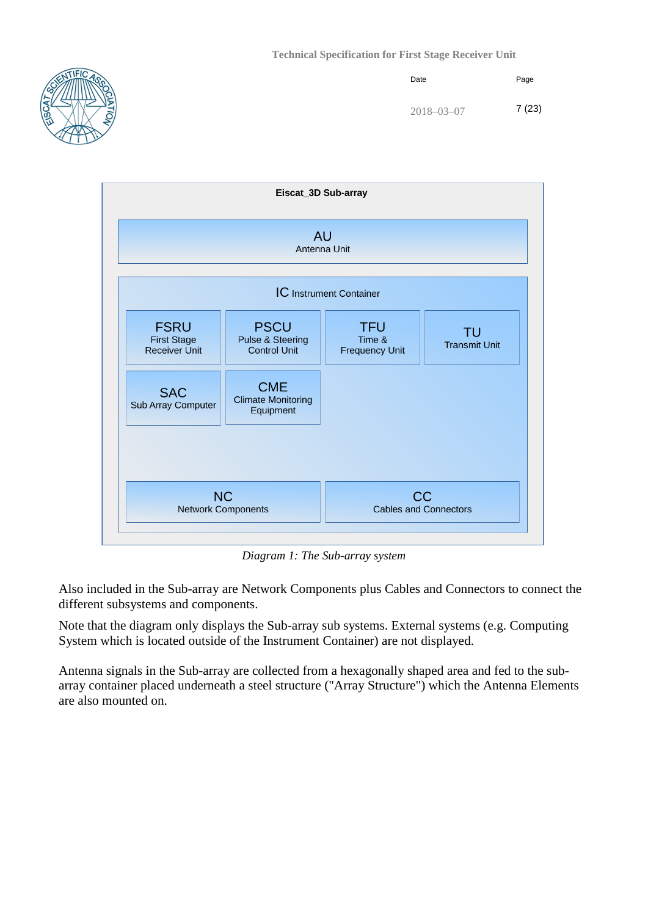**Eiscat_3D Sub-array**

AU
Antenna Unit

IC Instrument Container

FSRU
First Stage Receiver Unit

PSCU
Pulse & Steering Control Unit

TFU
Time & Frequency Unit

TU
Transmit Unit

SAC
Sub Array Computer

CME
Climate Monitoring Equipment

NC
Network Components

CC
Cables and Connectors

*Diagram 1: The Sub-array system*

Also included in the Sub-array are Network Components plus Cables and Connectors to connect the different subsystems and components.

Note that the diagram only displays the Sub-array sub systems. External systems (e.g. Computing System which is located outside of the Instrument Container) are not displayed.

Antenna signals in the Sub-array are collected from a hexagonally shaped area and fed to the sub-array container placed underneath a steel structure ("Array Structure") which the Antenna Elements are also mounted on.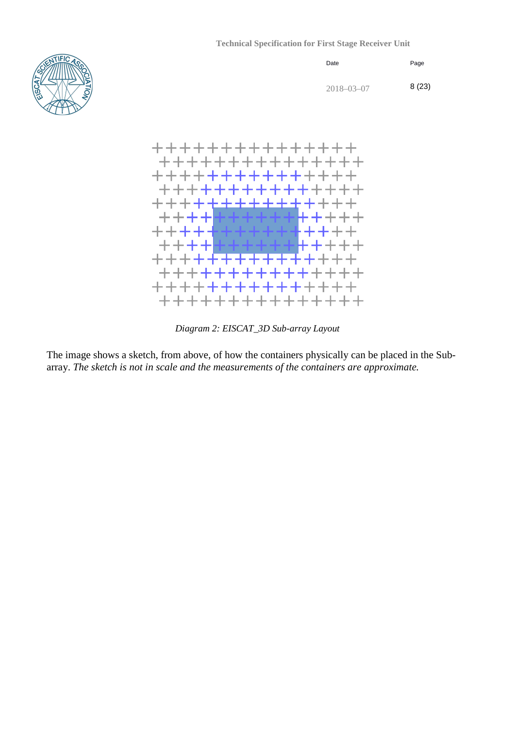*Diagram 2: EISCAT_3D Sub-array Layout*

The image shows a sketch, from above, of how the containers physically can be placed in the Sub-array. *The sketch is not in scale and the measurements of the containers are approximate.*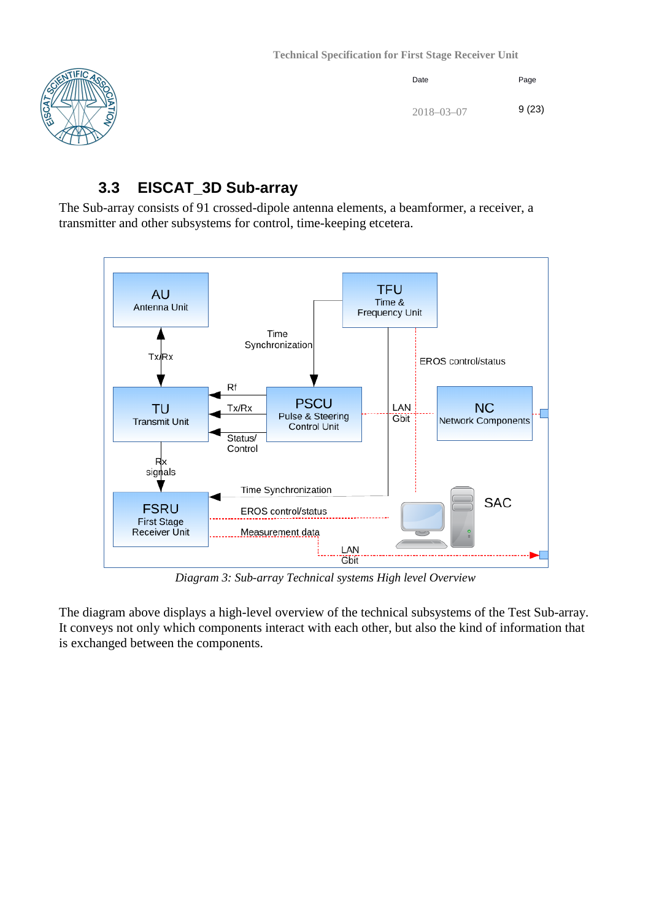## 3.3 EISCAT_3D Sub-array

The Sub-array consists of 91 crossed-dipole antenna elements, a beamformer, a receiver, a transmitter and other subsystems for control, time-keeping etcetera.

*Diagram 3: Sub-array Technical systems High level Overview*

The diagram above displays a high-level overview of the technical subsystems of the Test Sub-array. It conveys not only which components interact with each other, but also the kind of information that is exchanged between the components.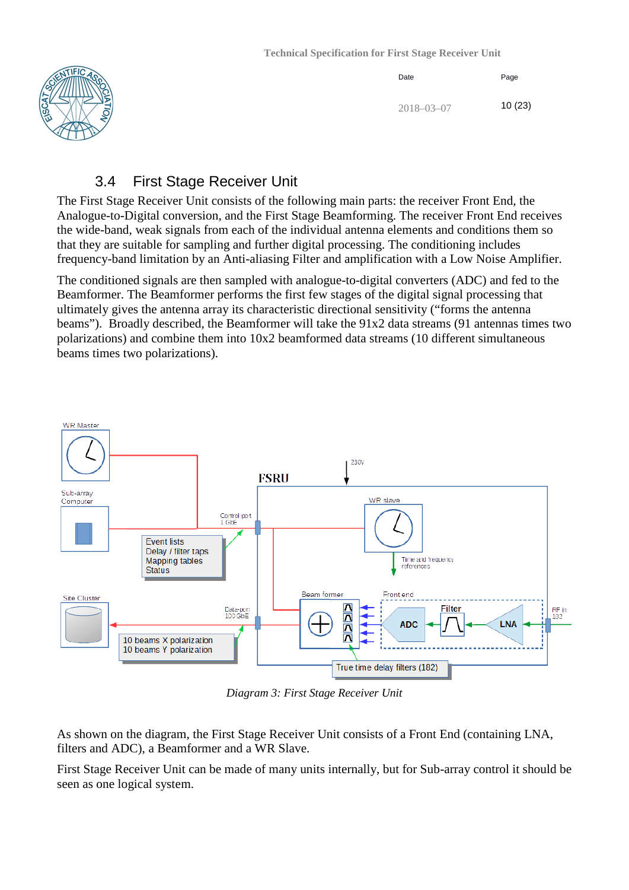## 3.4 First Stage Receiver Unit

The First Stage Receiver Unit consists of the following main parts: the receiver Front End, the Analogue-to-Digital conversion, and the First Stage Beamforming. The receiver Front End receives the wide-band, weak signals from each of the individual antenna elements and conditions them so that they are suitable for sampling and further digital processing. The conditioning includes frequency-band limitation by an Anti-aliasing Filter and amplification with a Low Noise Amplifier.

The conditioned signals are then sampled with analogue-to-digital converters (ADC) and fed to the Beamformer. The Beamformer performs the first few stages of the digital signal processing that ultimately gives the antenna array its characteristic directional sensitivity ("forms the antenna beams"). Broadly described, the Beamformer will take the 91x2 data streams (91 antennas times two polarizations) and combine them into 10x2 beamformed data streams (10 different simultaneous beams times two polarizations).

*Diagram 3: First Stage Receiver Unit*

As shown on the diagram, the First Stage Receiver Unit consists of a Front End (containing LNA, filters and ADC), a Beamformer and a WR Slave.

First Stage Receiver Unit can be made of many units internally, but for Sub-array control it should be seen as one logical system.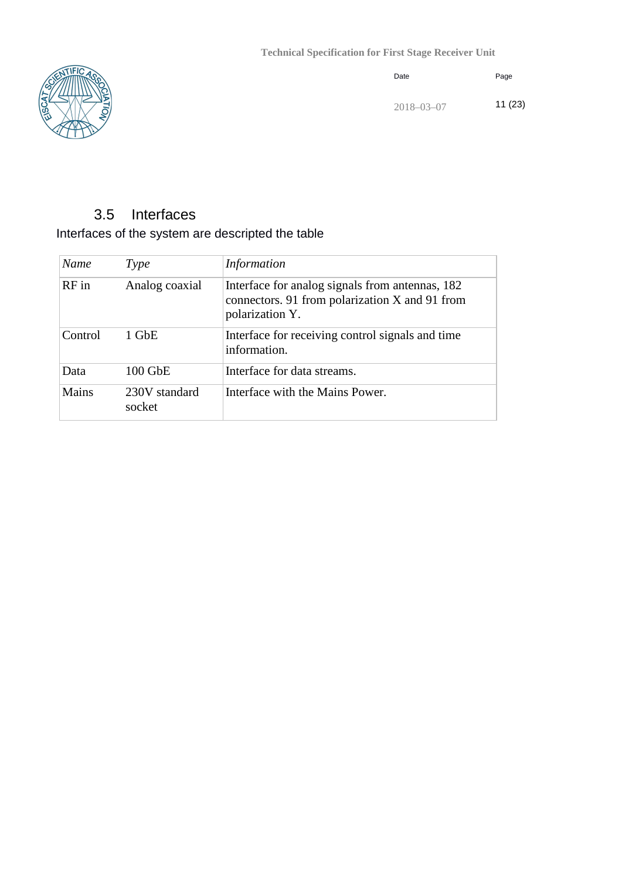## 3.5 Interfaces

Interfaces of the system are descripted the table

| *Name* | *Type* | *Information* |
|---|---|---|
| RF in | Analog coaxial | Interface for analog signals from antennas, 182 connectors. 91 from polarization X and 91 from polarization Y. |
| Control | 1 GbE | Interface for receiving control signals and time information. |
| Data | 100 GbE | Interface for data streams. |
| Mains | 230V standard socket | Interface with the Mains Power. |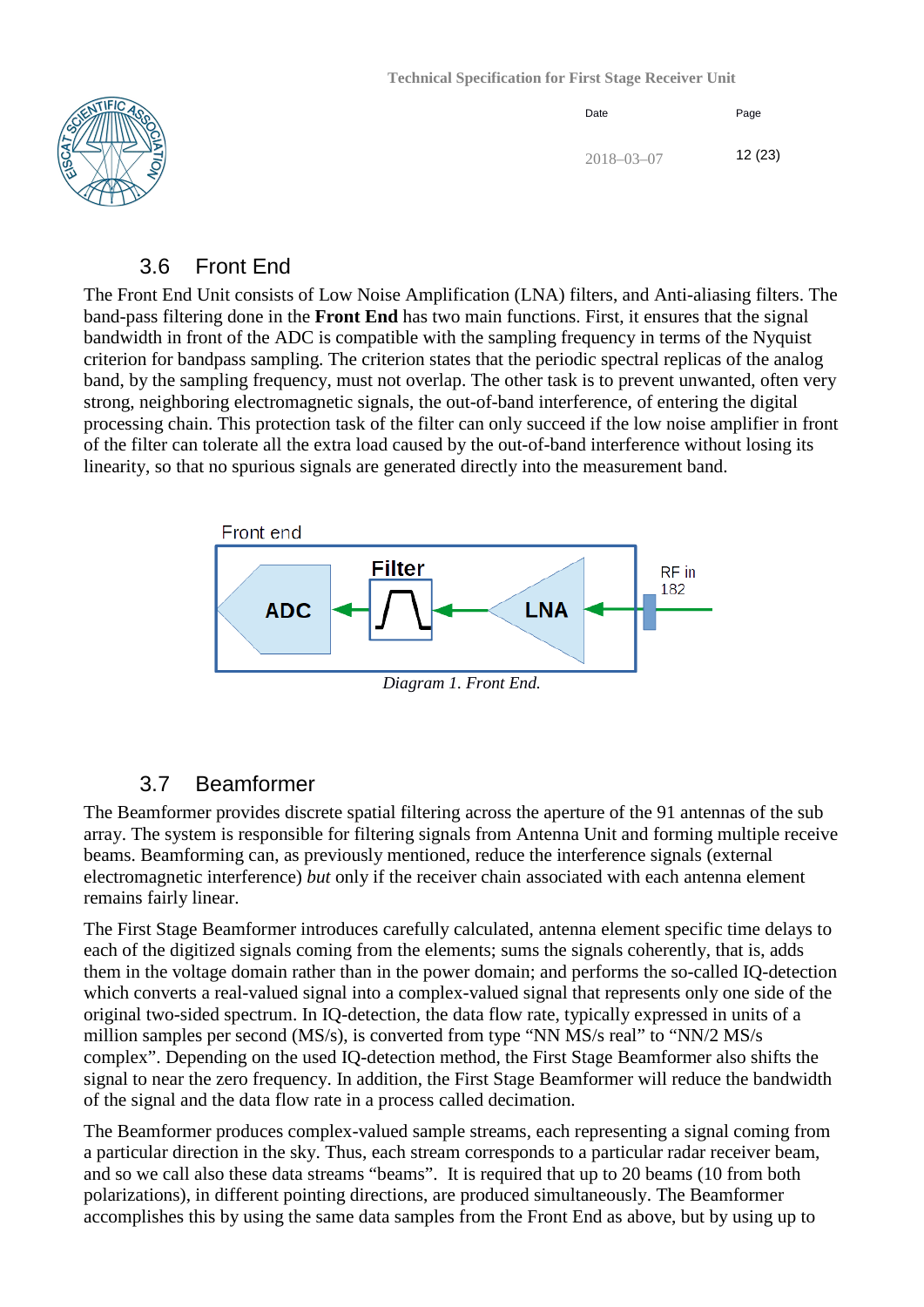## 3.6 Front End

The Front End Unit consists of Low Noise Amplification (LNA) filters, and Anti-aliasing filters. The band-pass filtering done in the **Front End** has two main functions. First, it ensures that the signal bandwidth in front of the ADC is compatible with the sampling frequency in terms of the Nyquist criterion for bandpass sampling. The criterion states that the periodic spectral replicas of the analog band, by the sampling frequency, must not overlap. The other task is to prevent unwanted, often very strong, neighboring electromagnetic signals, the out-of-band interference, of entering the digital processing chain. This protection task of the filter can only succeed if the low noise amplifier in front of the filter can tolerate all the extra load caused by the out-of-band interference without losing its linearity, so that no spurious signals are generated directly into the measurement band.

Front end

ADC ← Filter ← LNA ← RF in 182

*Diagram 1. Front End.*

## 3.7 Beamformer

The Beamformer provides discrete spatial filtering across the aperture of the 91 antennas of the sub array. The system is responsible for filtering signals from Antenna Unit and forming multiple receive beams. Beamforming can, as previously mentioned, reduce the interference signals (external electromagnetic interference) *but* only if the receiver chain associated with each antenna element remains fairly linear.

The First Stage Beamformer introduces carefully calculated, antenna element specific time delays to each of the digitized signals coming from the elements; sums the signals coherently, that is, adds them in the voltage domain rather than in the power domain; and performs the so-called IQ-detection which converts a real-valued signal into a complex-valued signal that represents only one side of the original two-sided spectrum. In IQ-detection, the data flow rate, typically expressed in units of a million samples per second (MS/s), is converted from type "NN MS/s real" to "NN/2 MS/s complex". Depending on the used IQ-detection method, the First Stage Beamformer also shifts the signal to near the zero frequency. In addition, the First Stage Beamformer will reduce the bandwidth of the signal and the data flow rate in a process called decimation.

The Beamformer produces complex-valued sample streams, each representing a signal coming from a particular direction in the sky. Thus, each stream corresponds to a particular radar receiver beam, and so we call also these data streams "beams". It is required that up to 20 beams (10 from both polarizations), in different pointing directions, are produced simultaneously. The Beamformer accomplishes this by using the same data samples from the Front End as above, but by using up to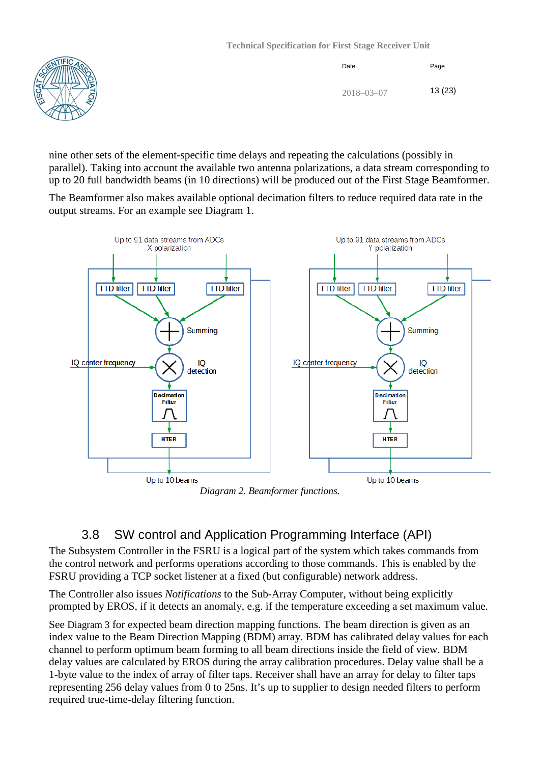nine other sets of the element-specific time delays and repeating the calculations (possibly in parallel). Taking into account the available two antenna polarizations, a data stream corresponding to up to 20 full bandwidth beams (in 10 directions) will be produced out of the First Stage Beamformer.

The Beamformer also makes available optional decimation filters to reduce required data rate in the output streams. For an example see Diagram 1.

*Diagram 2. Beamformer functions.*

## 3.8 SW control and Application Programming Interface (API)

The Subsystem Controller in the FSRU is a logical part of the system which takes commands from the control network and performs operations according to those commands. This is enabled by the FSRU providing a TCP socket listener at a fixed (but configurable) network address.

The Controller also issues *Notifications* to the Sub-Array Computer, without being explicitly prompted by EROS, if it detects an anomaly, e.g. if the temperature exceeding a set maximum value.

See Diagram 3 for expected beam direction mapping functions. The beam direction is given as an index value to the Beam Direction Mapping (BDM) array. BDM has calibrated delay values for each channel to perform optimum beam forming to all beam directions inside the field of view. BDM delay values are calculated by EROS during the array calibration procedures. Delay value shall be a 1-byte value to the index of array of filter taps. Receiver shall have an array for delay to filter taps representing 256 delay values from 0 to 25ns. It's up to supplier to design needed filters to perform required true-time-delay filtering function.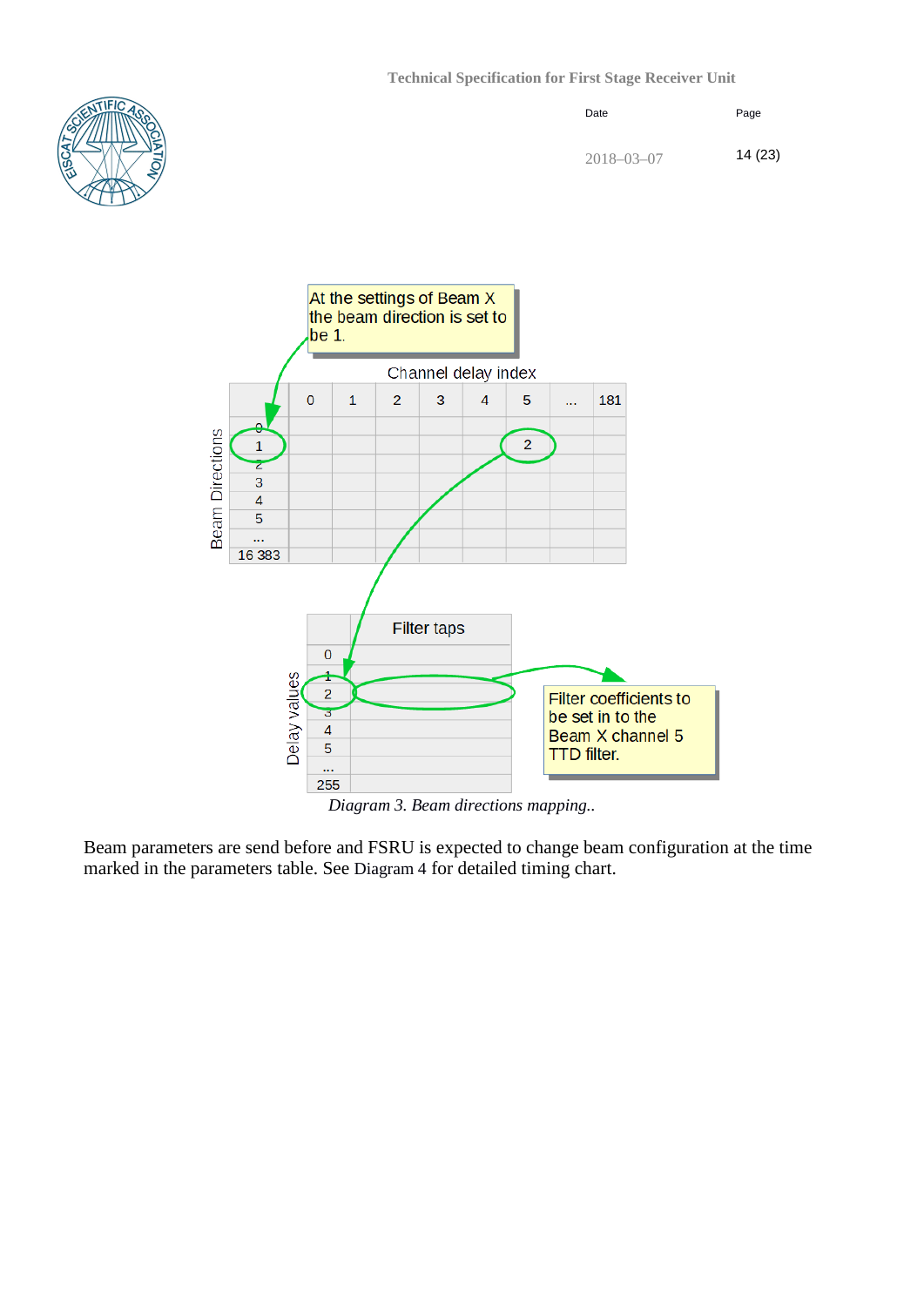At the settings of Beam X the beam direction is set to be 1.

Channel delay index

| Beam Directions | 0 | 1 | 2 | 3 | 4 | 5 | ... | 181 |
|---|---|---|---|---|---|---|---|---|
| 0 | | | | | | | | |
| 1 | | | | | | 2 | | |
| 2 | | | | | | | | |
| 3 | | | | | | | | |
| 4 | | | | | | | | |
| 5 | | | | | | | | |
| ... | | | | | | | | |
| 16 383 | | | | | | | | |

| Delay values | Filter taps |
|---|---|
| 0 | |
| 1 | |
| 2 | |
| 3 | |
| 4 | |
| 5 | |
| ... | |
| 255 | |

Filter coefficients to be set in to the Beam X channel 5 TTD filter.

*Diagram 3. Beam directions mapping..*

Beam parameters are send before and FSRU is expected to change beam configuration at the time marked in the parameters table. See Diagram 4 for detailed timing chart.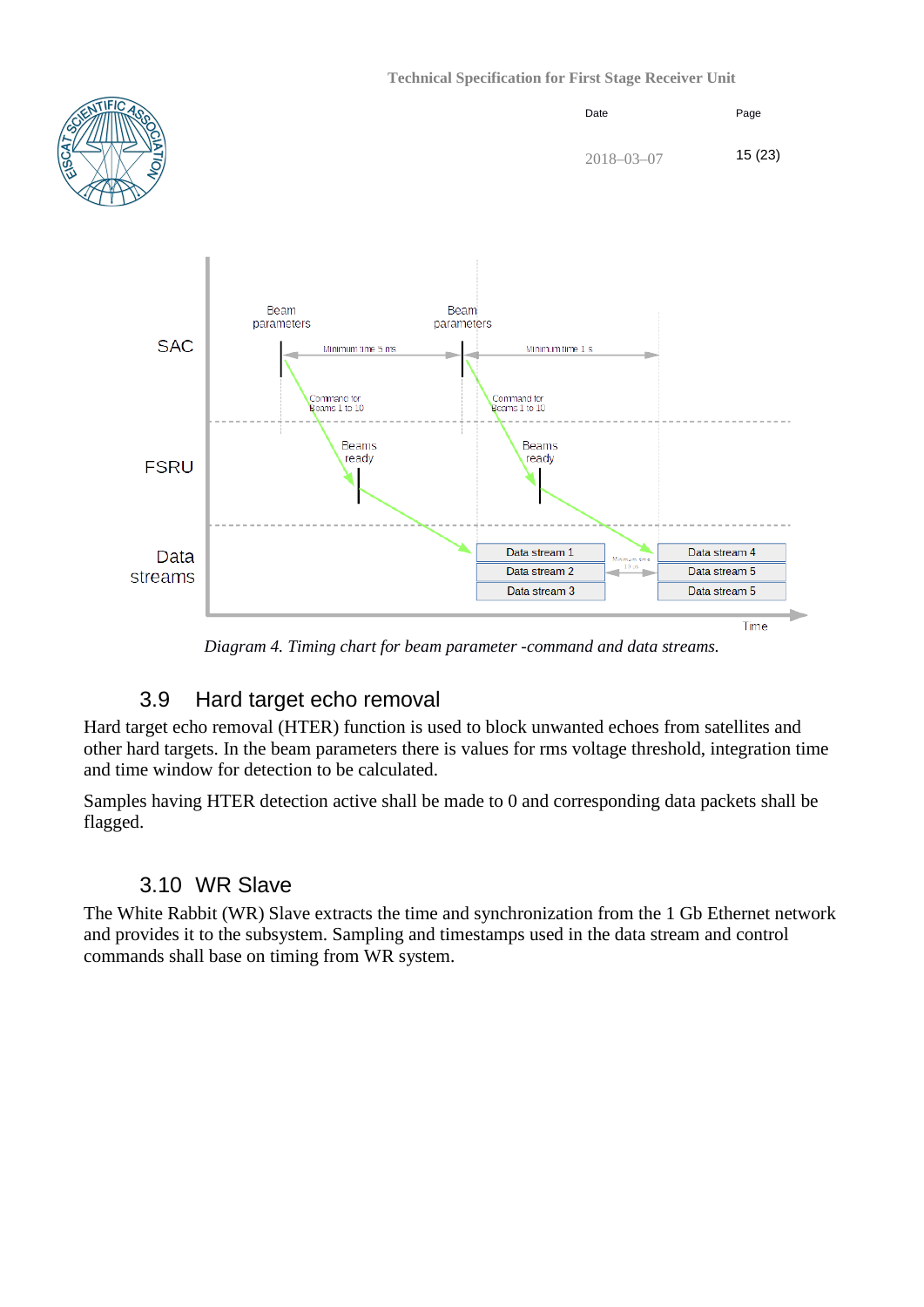*Diagram 4. Timing chart for beam parameter -command and data streams.*

### 3.9 Hard target echo removal

Hard target echo removal (HTER) function is used to block unwanted echoes from satellites and other hard targets. In the beam parameters there is values for rms voltage threshold, integration time and time window for detection to be calculated.

Samples having HTER detection active shall be made to 0 and corresponding data packets shall be flagged.

### 3.10 WR Slave

The White Rabbit (WR) Slave extracts the time and synchronization from the 1 Gb Ethernet network and provides it to the subsystem. Sampling and timestamps used in the data stream and control commands shall base on timing from WR system.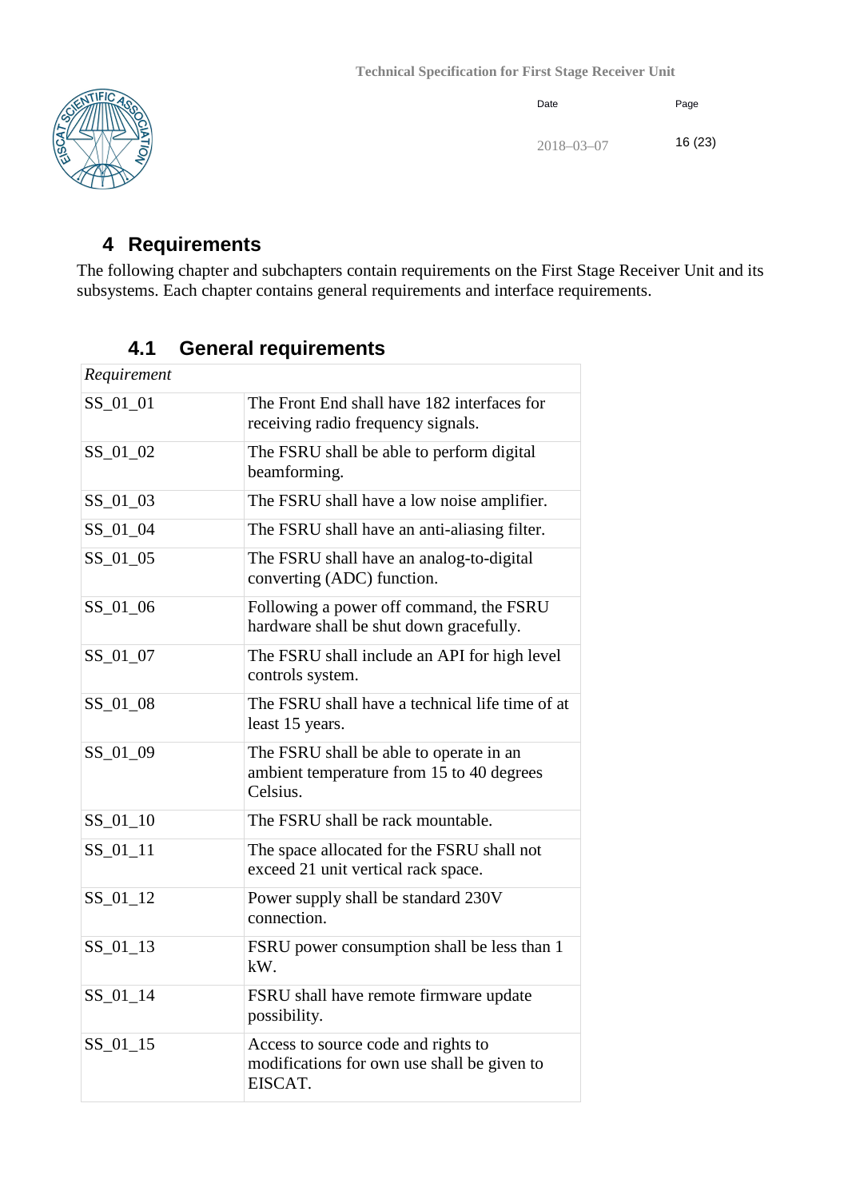# 4 Requirements

The following chapter and subchapters contain requirements on the First Stage Receiver Unit and its subsystems. Each chapter contains general requirements and interface requirements.

## 4.1 General requirements

| *Requirement* | |
|---|---|
| SS_01_01 | The Front End shall have 182 interfaces for receiving radio frequency signals. |
| SS_01_02 | The FSRU shall be able to perform digital beamforming. |
| SS_01_03 | The FSRU shall have a low noise amplifier. |
| SS_01_04 | The FSRU shall have an anti-aliasing filter. |
| SS_01_05 | The FSRU shall have an analog-to-digital converting (ADC) function. |
| SS_01_06 | Following a power off command, the FSRU hardware shall be shut down gracefully. |
| SS_01_07 | The FSRU shall include an API for high level controls system. |
| SS_01_08 | The FSRU shall have a technical life time of at least 15 years. |
| SS_01_09 | The FSRU shall be able to operate in an ambient temperature from 15 to 40 degrees Celsius. |
| SS_01_10 | The FSRU shall be rack mountable. |
| SS_01_11 | The space allocated for the FSRU shall not exceed 21 unit vertical rack space. |
| SS_01_12 | Power supply shall be standard 230V connection. |
| SS_01_13 | FSRU power consumption shall be less than 1 kW. |
| SS_01_14 | FSRU shall have remote firmware update possibility. |
| SS_01_15 | Access to source code and rights to modifications for own use shall be given to EISCAT. |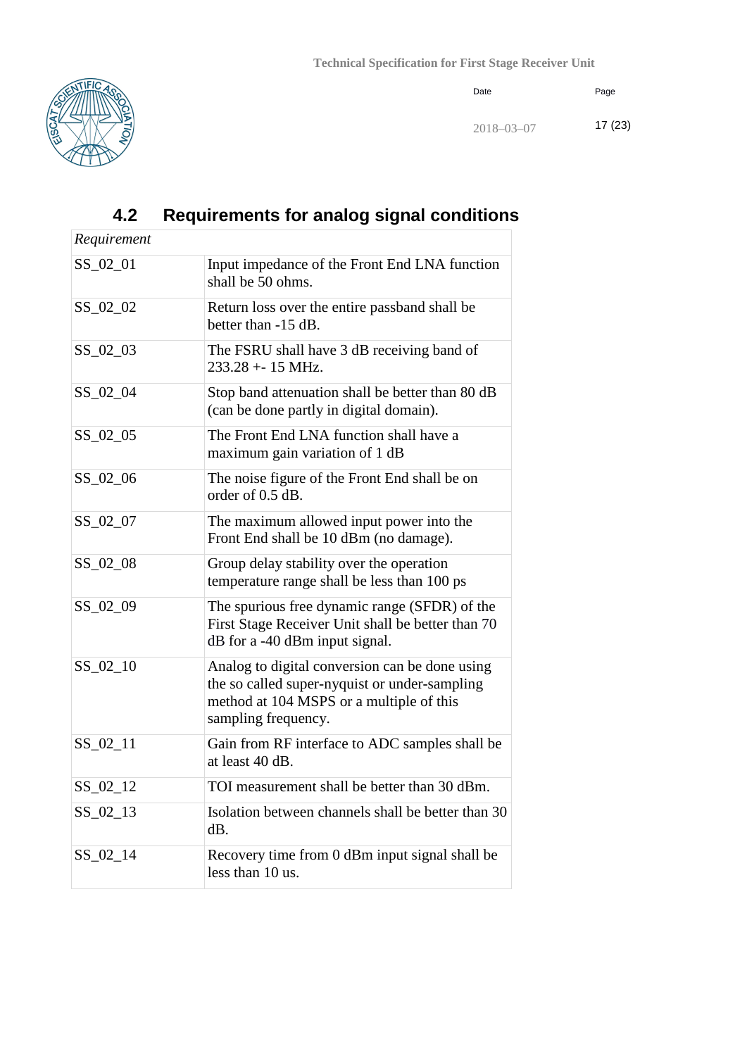## 4.2 Requirements for analog signal conditions

| *Requirement* | |
|---|---|
| SS_02_01 | Input impedance of the Front End LNA function shall be 50 ohms. |
| SS_02_02 | Return loss over the entire passband shall be better than -15 dB. |
| SS_02_03 | The FSRU shall have 3 dB receiving band of 233.28 +- 15 MHz. |
| SS_02_04 | Stop band attenuation shall be better than 80 dB (can be done partly in digital domain). |
| SS_02_05 | The Front End LNA function shall have a maximum gain variation of 1 dB |
| SS_02_06 | The noise figure of the Front End shall be on order of 0.5 dB. |
| SS_02_07 | The maximum allowed input power into the Front End shall be 10 dBm (no damage). |
| SS_02_08 | Group delay stability over the operation temperature range shall be less than 100 ps |
| SS_02_09 | The spurious free dynamic range (SFDR) of the First Stage Receiver Unit shall be better than 70 dB for a -40 dBm input signal. |
| SS_02_10 | Analog to digital conversion can be done using the so called super-nyquist or under-sampling method at 104 MSPS or a multiple of this sampling frequency. |
| SS_02_11 | Gain from RF interface to ADC samples shall be at least 40 dB. |
| SS_02_12 | TOI measurement shall be better than 30 dBm. |
| SS_02_13 | Isolation between channels shall be better than 30 dB. |
| SS_02_14 | Recovery time from 0 dBm input signal shall be less than 10 us. |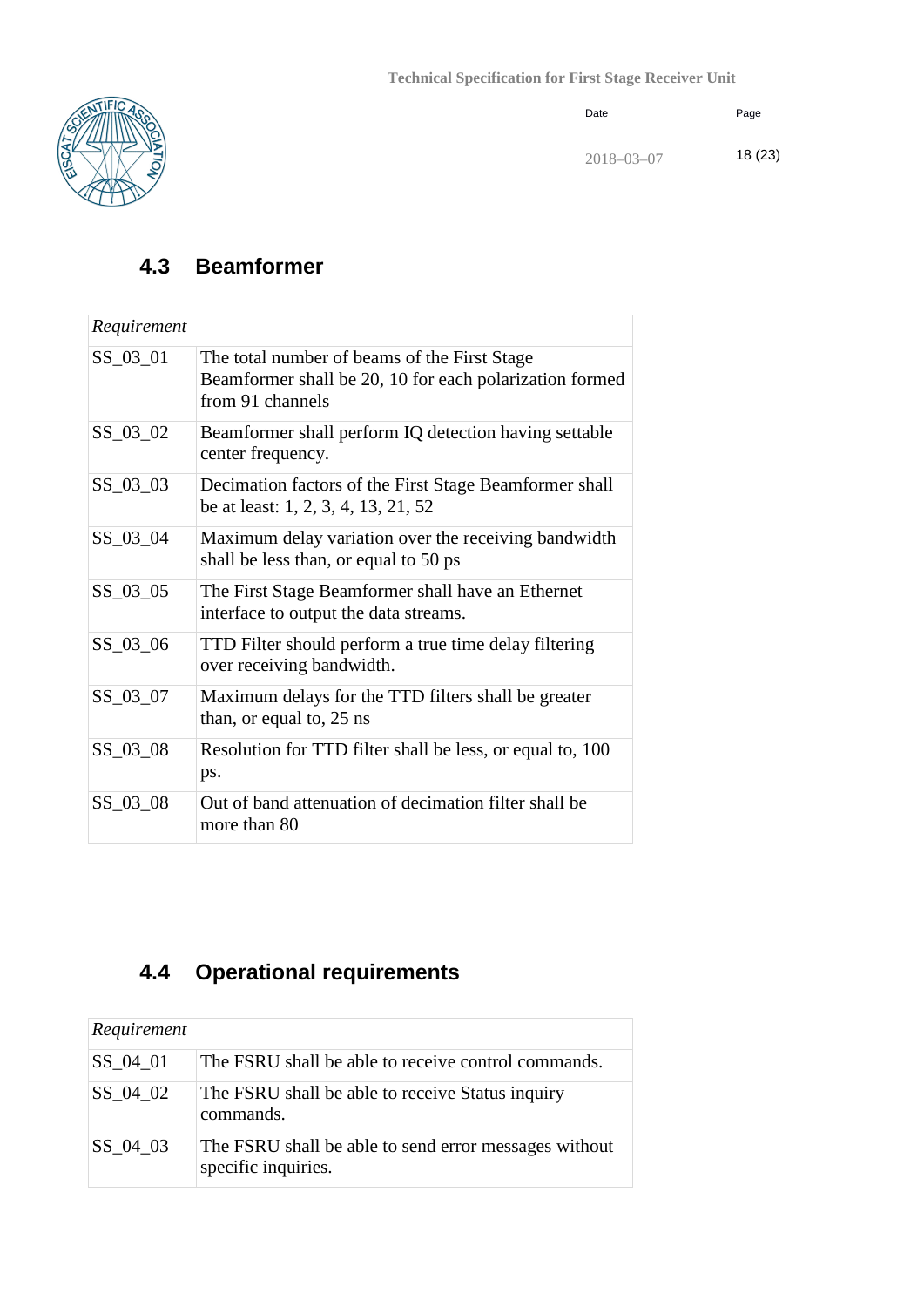## 4.3 Beamformer

| *Requirement* | |
|---|---|
| SS_03_01 | The total number of beams of the First Stage Beamformer shall be 20, 10 for each polarization formed from 91 channels |
| SS_03_02 | Beamformer shall perform IQ detection having settable center frequency. |
| SS_03_03 | Decimation factors of the First Stage Beamformer shall be at least: 1, 2, 3, 4, 13, 21, 52 |
| SS_03_04 | Maximum delay variation over the receiving bandwidth shall be less than, or equal to 50 ps |
| SS_03_05 | The First Stage Beamformer shall have an Ethernet interface to output the data streams. |
| SS_03_06 | TTD Filter should perform a true time delay filtering over receiving bandwidth. |
| SS_03_07 | Maximum delays for the TTD filters shall be greater than, or equal to, 25 ns |
| SS_03_08 | Resolution for TTD filter shall be less, or equal to, 100 ps. |
| SS_03_08 | Out of band attenuation of decimation filter shall be more than 80 |

## 4.4 Operational requirements

| *Requirement* | |
|---|---|
| SS_04_01 | The FSRU shall be able to receive control commands. |
| SS_04_02 | The FSRU shall be able to receive Status inquiry commands. |
| SS_04_03 | The FSRU shall be able to send error messages without specific inquiries. |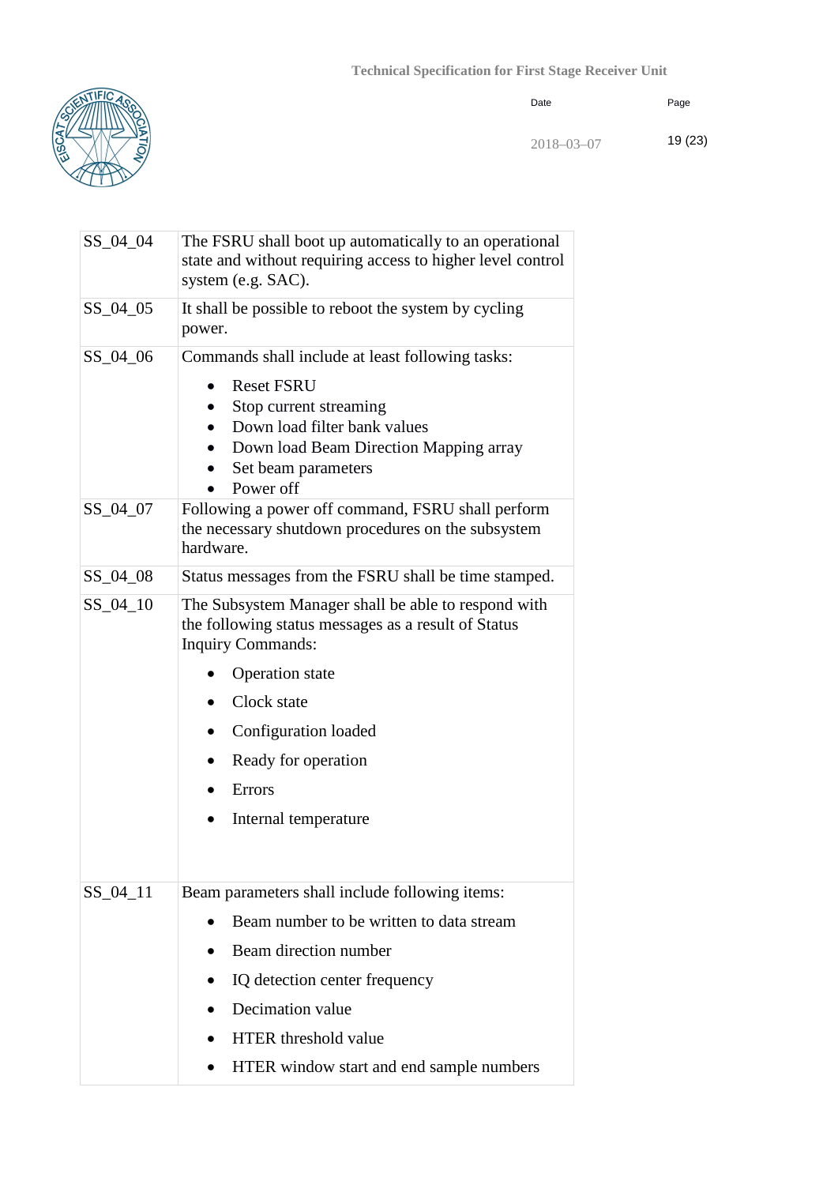| | |
|---|---|
| SS_04_04 | The FSRU shall boot up automatically to an operational state and without requiring access to higher level control system (e.g. SAC). |
| SS_04_05 | It shall be possible to reboot the system by cycling power. |
| SS_04_06 | Commands shall include at least following tasks:<br>• Reset FSRU<br>• Stop current streaming<br>• Down load filter bank values<br>• Down load Beam Direction Mapping array<br>• Set beam parameters<br>• Power off |
| SS_04_07 | Following a power off command, FSRU shall perform the necessary shutdown procedures on the subsystem hardware. |
| SS_04_08 | Status messages from the FSRU shall be time stamped. |
| SS_04_10 | The Subsystem Manager shall be able to respond with the following status messages as a result of Status Inquiry Commands:<br>• Operation state<br>• Clock state<br>• Configuration loaded<br>• Ready for operation<br>• Errors<br>• Internal temperature |
| SS_04_11 | Beam parameters shall include following items:<br>• Beam number to be written to data stream<br>• Beam direction number<br>• IQ detection center frequency<br>• Decimation value<br>• HTER threshold value<br>• HTER window start and end sample numbers |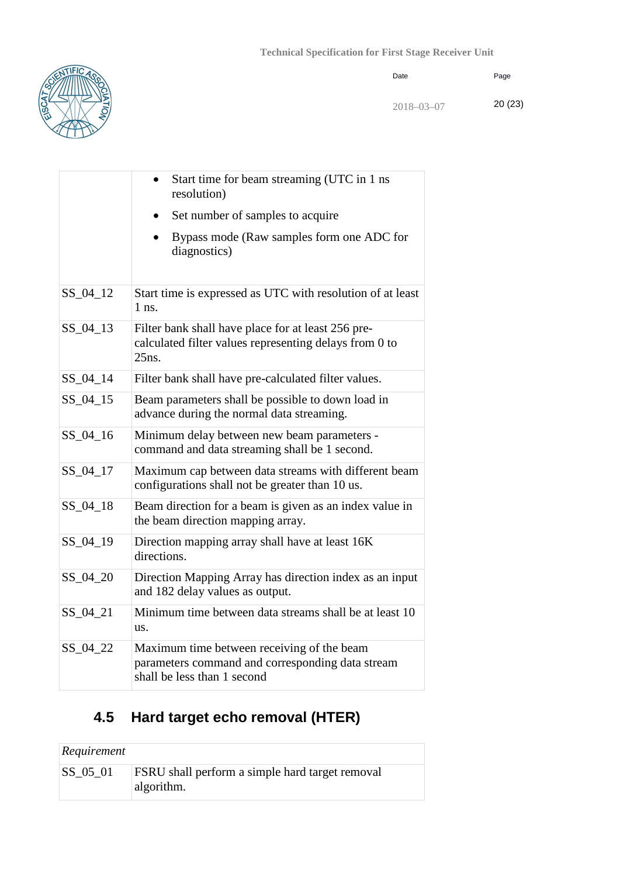| | |
|---|---|
| | • Start time for beam streaming (UTC in 1 ns resolution)<br>• Set number of samples to acquire<br>• Bypass mode (Raw samples form one ADC for diagnostics) |
| SS_04_12 | Start time is expressed as UTC with resolution of at least 1 ns. |
| SS_04_13 | Filter bank shall have place for at least 256 pre-calculated filter values representing delays from 0 to 25ns. |
| SS_04_14 | Filter bank shall have pre-calculated filter values. |
| SS_04_15 | Beam parameters shall be possible to down load in advance during the normal data streaming. |
| SS_04_16 | Minimum delay between new beam parameters -command and data streaming shall be 1 second. |
| SS_04_17 | Maximum cap between data streams with different beam configurations shall not be greater than 10 us. |
| SS_04_18 | Beam direction for a beam is given as an index value in the beam direction mapping array. |
| SS_04_19 | Direction mapping array shall have at least 16K directions. |
| SS_04_20 | Direction Mapping Array has direction index as an input and 182 delay values as output. |
| SS_04_21 | Minimum time between data streams shall be at least 10 us. |
| SS_04_22 | Maximum time between receiving of the beam parameters command and corresponding data stream shall be less than 1 second |

## 4.5 Hard target echo removal (HTER)

| *Requirement* | |
|---|---|
| SS_05_01 | FSRU shall perform a simple hard target removal algorithm. |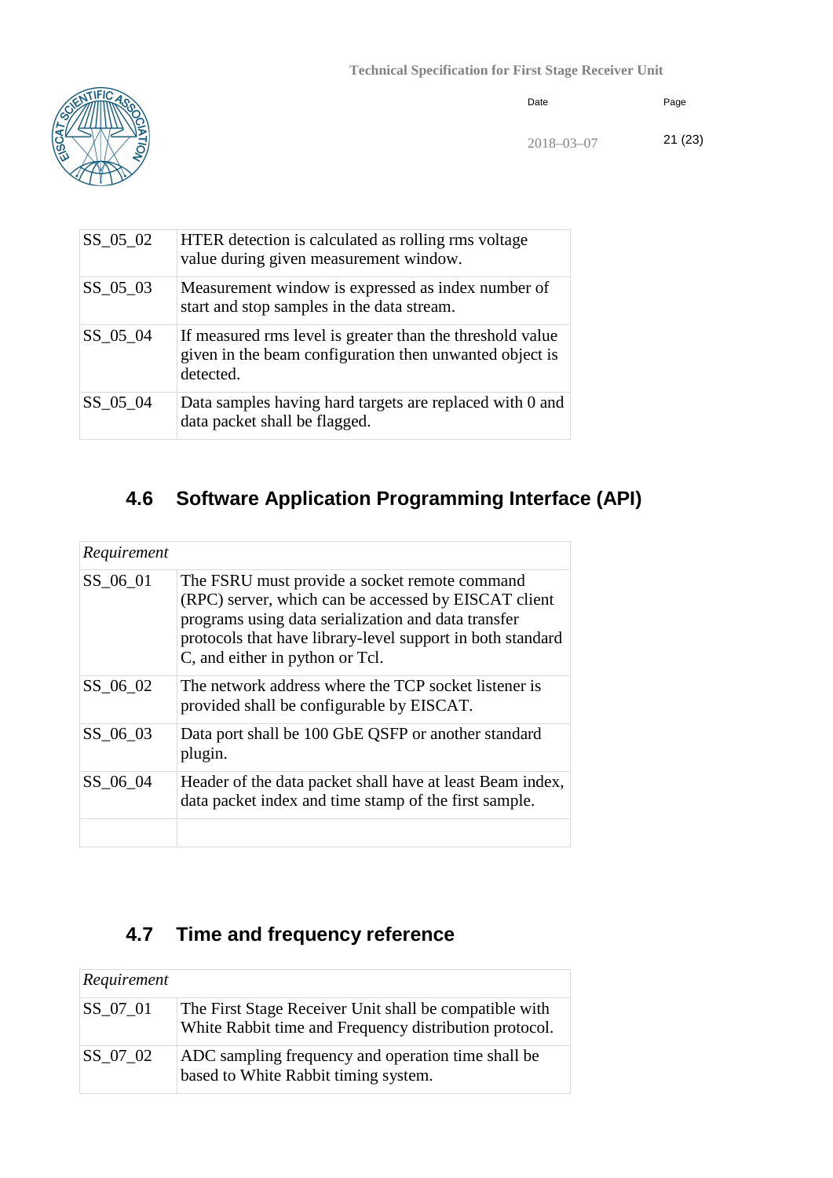| | |
|---|---|
| SS_05_02 | HTER detection is calculated as rolling rms voltage value during given measurement window. |
| SS_05_03 | Measurement window is expressed as index number of start and stop samples in the data stream. |
| SS_05_04 | If measured rms level is greater than the threshold value given in the beam configuration then unwanted object is detected. |
| SS_05_04 | Data samples having hard targets are replaced with 0 and data packet shall be flagged. |

## 4.6 Software Application Programming Interface (API)

| *Requirement* | |
|---|---|
| SS_06_01 | The FSRU must provide a socket remote command (RPC) server, which can be accessed by EISCAT client programs using data serialization and data transfer protocols that have library-level support in both standard C, and either in python or Tcl. |
| SS_06_02 | The network address where the TCP socket listener is provided shall be configurable by EISCAT. |
| SS_06_03 | Data port shall be 100 GbE QSFP or another standard plugin. |
| SS_06_04 | Header of the data packet shall have at least Beam index, data packet index and time stamp of the first sample. |
| | |

## 4.7 Time and frequency reference

| *Requirement* | |
|---|---|
| SS_07_01 | The First Stage Receiver Unit shall be compatible with White Rabbit time and Frequency distribution protocol. |
| SS_07_02 | ADC sampling frequency and operation time shall be based to White Rabbit timing system. |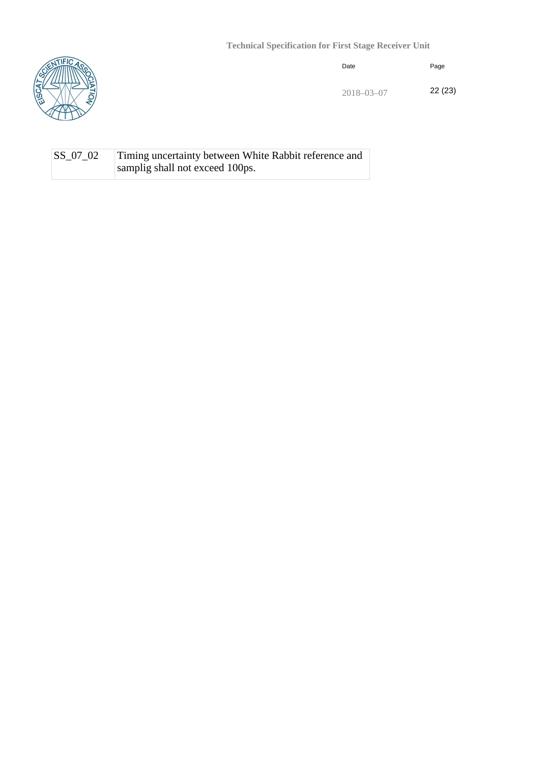| SS_07_02 | Timing uncertainty between White Rabbit reference and samplig shall not exceed 100ps. |
|---|---|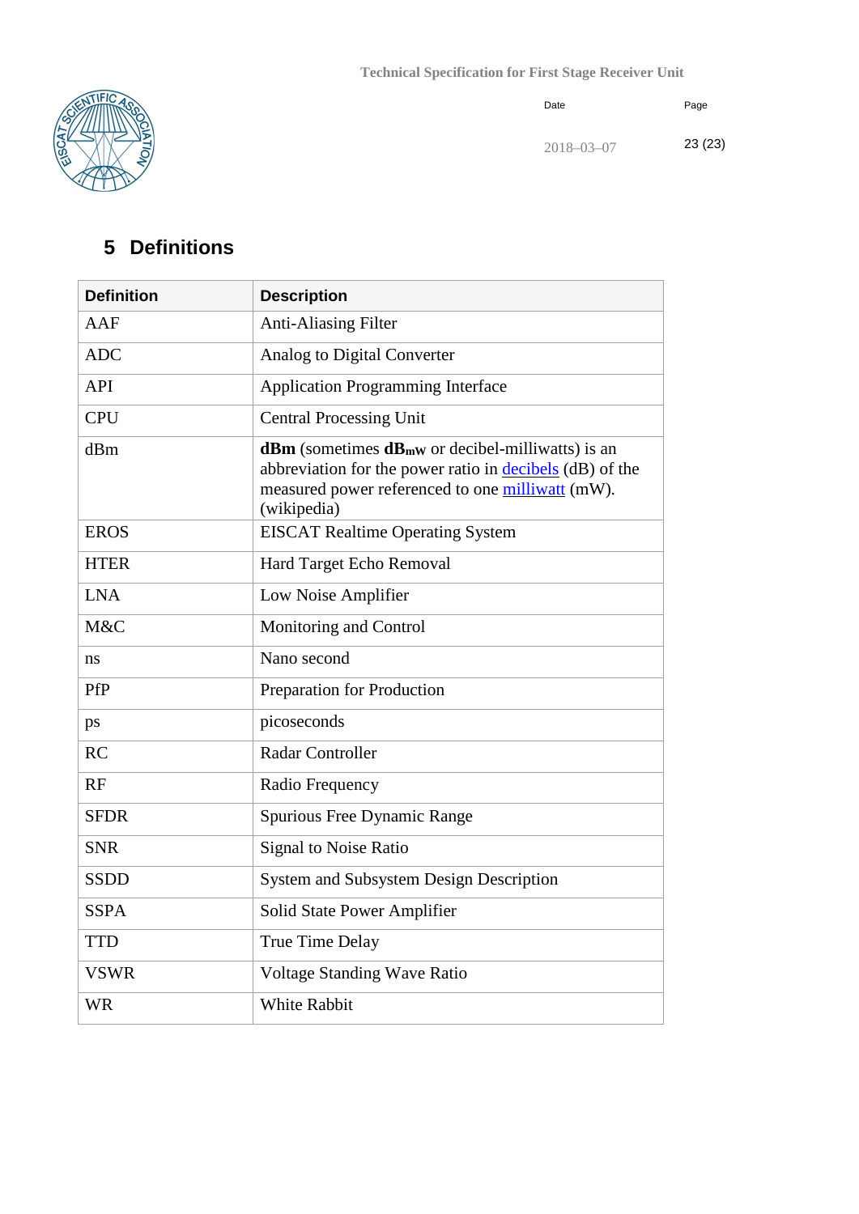## 5 Definitions

| Definition | Description |
|---|---|
| AAF | Anti-Aliasing Filter |
| ADC | Analog to Digital Converter |
| API | Application Programming Interface |
| CPU | Central Processing Unit |
| dBm | **dBm** (sometimes **dB$_{mW}$** or decibel-milliwatts) is an abbreviation for the power ratio in decibels (dB) of the measured power referenced to one milliwatt (mW). (wikipedia) |
| EROS | EISCAT Realtime Operating System |
| HTER | Hard Target Echo Removal |
| LNA | Low Noise Amplifier |
| M&C | Monitoring and Control |
| ns | Nano second |
| PfP | Preparation for Production |
| ps | picoseconds |
| RC | Radar Controller |
| RF | Radio Frequency |
| SFDR | Spurious Free Dynamic Range |
| SNR | Signal to Noise Ratio |
| SSDD | System and Subsystem Design Description |
| SSPA | Solid State Power Amplifier |
| TTD | True Time Delay |
| VSWR | Voltage Standing Wave Ratio |
| WR | White Rabbit |